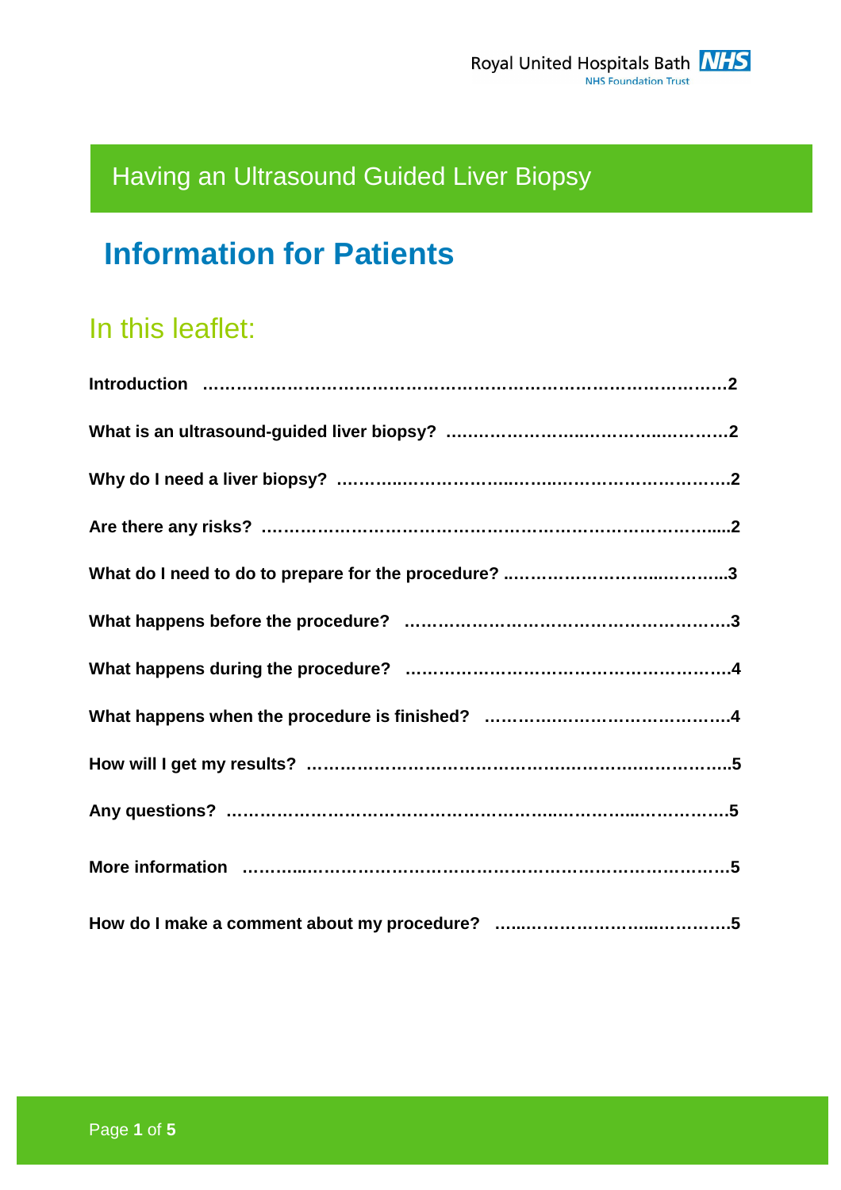Royal United Hospitals Bath NHS Foundation Trust

# Having an Ultrasound Guided Liver Biopsy

## Information for Patients

### In this leaflet:

**Introduction ……………………………………………………………………………….2**

**What is an ultrasound-guided liver biopsy? ………………….………….………….2**

**Why do I need a liver biopsy? ……….……………….……..………………………….2**

**Are there any risks? ………………………………………………………………….....2**

**What do I need to do to prepare for the procedure? ………………………...……….3**

**What happens before the procedure? ……………………………………………….3**

**What happens during the procedure? ………………………….…………………….4**

**What happens when the procedure is finished? ………….………………………….4**

**How will I get my results? …………………………………….………….………….…..5**

**Any questions? ……………………………………………….…...………...…………….5**

**More information ………...………………………………………………………………5**

**How do I make a comment about my procedure? …....…………………...………….5**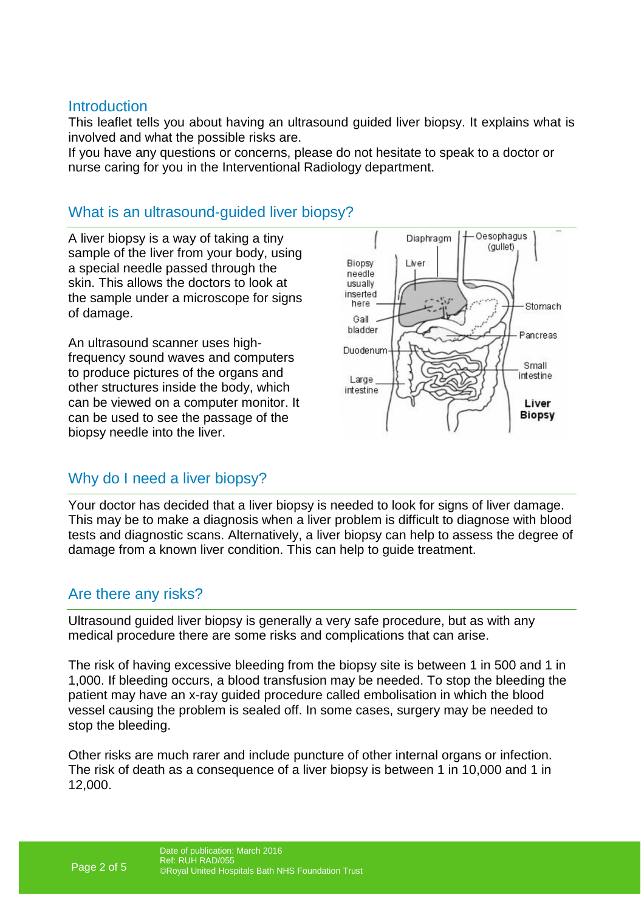## Introduction

This leaflet tells you about having an ultrasound guided liver biopsy. It explains what is involved and what the possible risks are.
If you have any questions or concerns, please do not hesitate to speak to a doctor or nurse caring for you in the Interventional Radiology department.

## What is an ultrasound-guided liver biopsy?

A liver biopsy is a way of taking a tiny sample of the liver from your body, using a special needle passed through the skin. This allows the doctors to look at the sample under a microscope for signs of damage.

An ultrasound scanner uses high-frequency sound waves and computers to produce pictures of the organs and other structures inside the body, which can be viewed on a computer monitor. It can be used to see the passage of the biopsy needle into the liver.

## Why do I need a liver biopsy?

Your doctor has decided that a liver biopsy is needed to look for signs of liver damage. This may be to make a diagnosis when a liver problem is difficult to diagnose with blood tests and diagnostic scans. Alternatively, a liver biopsy can help to assess the degree of damage from a known liver condition. This can help to guide treatment.

## Are there any risks?

Ultrasound guided liver biopsy is generally a very safe procedure, but as with any medical procedure there are some risks and complications that can arise.

The risk of having excessive bleeding from the biopsy site is between 1 in 500 and 1 in 1,000. If bleeding occurs, a blood transfusion may be needed. To stop the bleeding the patient may have an x-ray guided procedure called embolisation in which the blood vessel causing the problem is sealed off. In some cases, surgery may be needed to stop the bleeding.

Other risks are much rarer and include puncture of other internal organs or infection. The risk of death as a consequence of a liver biopsy is between 1 in 10,000 and 1 in 12,000.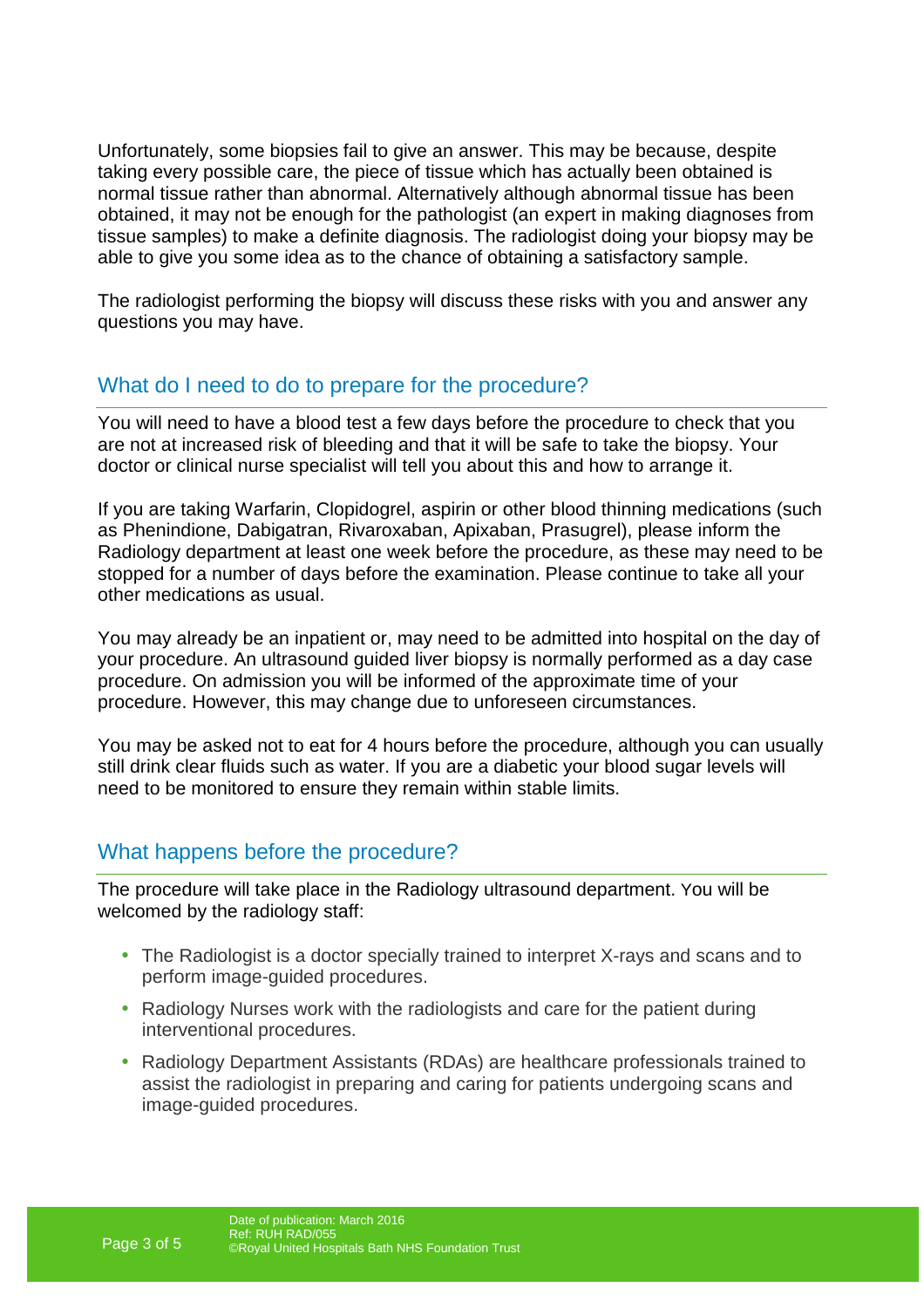Unfortunately, some biopsies fail to give an answer. This may be because, despite taking every possible care, the piece of tissue which has actually been obtained is normal tissue rather than abnormal. Alternatively although abnormal tissue has been obtained, it may not be enough for the pathologist (an expert in making diagnoses from tissue samples) to make a definite diagnosis. The radiologist doing your biopsy may be able to give you some idea as to the chance of obtaining a satisfactory sample.

The radiologist performing the biopsy will discuss these risks with you and answer any questions you may have.

## What do I need to do to prepare for the procedure?

You will need to have a blood test a few days before the procedure to check that you are not at increased risk of bleeding and that it will be safe to take the biopsy. Your doctor or clinical nurse specialist will tell you about this and how to arrange it.

If you are taking Warfarin, Clopidogrel, aspirin or other blood thinning medications (such as Phenindione, Dabigatran, Rivaroxaban, Apixaban, Prasugrel), please inform the Radiology department at least one week before the procedure, as these may need to be stopped for a number of days before the examination. Please continue to take all your other medications as usual.

You may already be an inpatient or, may need to be admitted into hospital on the day of your procedure. An ultrasound guided liver biopsy is normally performed as a day case procedure. On admission you will be informed of the approximate time of your procedure. However, this may change due to unforeseen circumstances.

You may be asked not to eat for 4 hours before the procedure, although you can usually still drink clear fluids such as water. If you are a diabetic your blood sugar levels will need to be monitored to ensure they remain within stable limits.

## What happens before the procedure?

The procedure will take place in the Radiology ultrasound department. You will be welcomed by the radiology staff:

- The Radiologist is a doctor specially trained to interpret X-rays and scans and to perform image-guided procedures.
- Radiology Nurses work with the radiologists and care for the patient during interventional procedures.
- Radiology Department Assistants (RDAs) are healthcare professionals trained to assist the radiologist in preparing and caring for patients undergoing scans and image-guided procedures.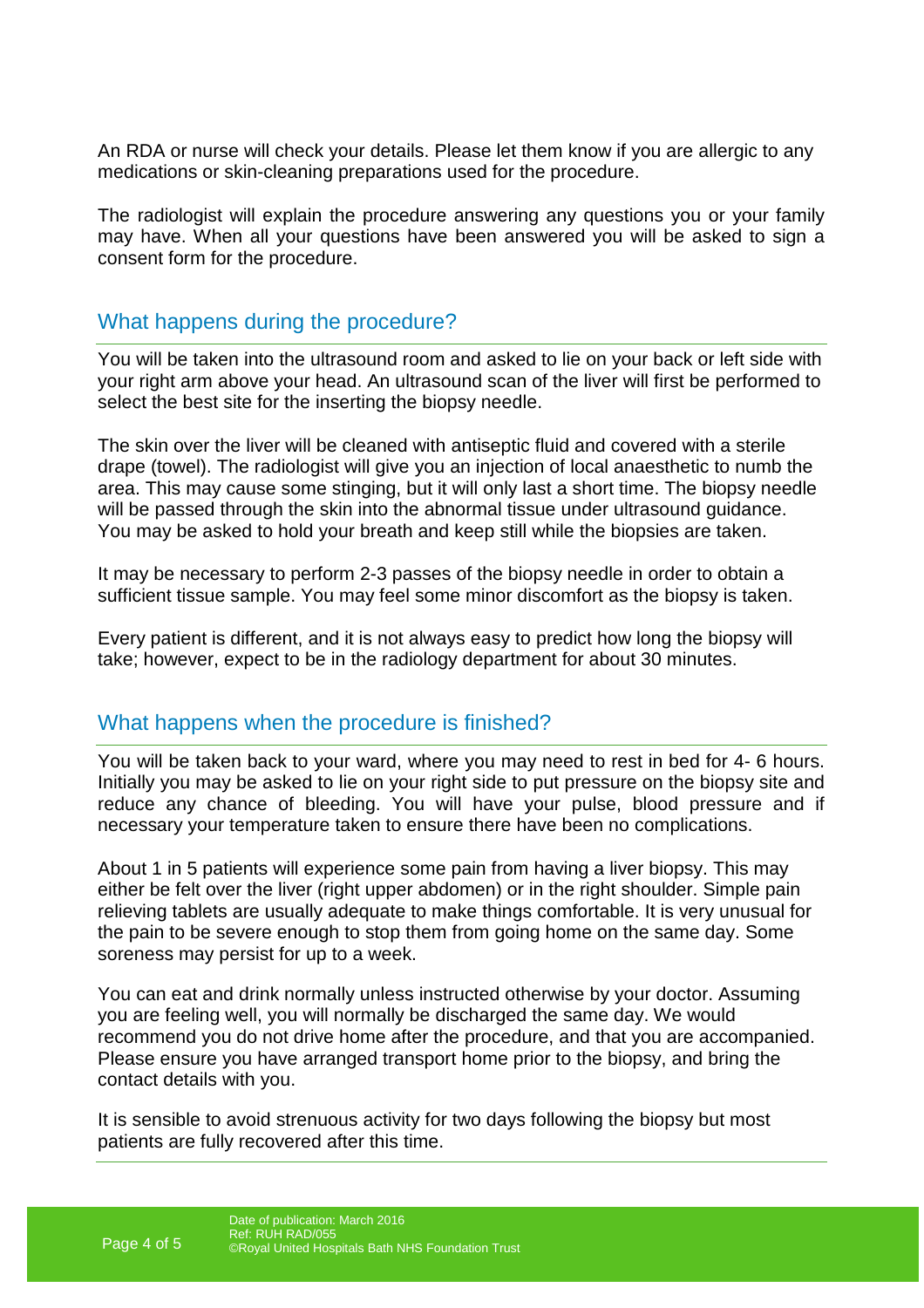An RDA or nurse will check your details. Please let them know if you are allergic to any medications or skin-cleaning preparations used for the procedure.

The radiologist will explain the procedure answering any questions you or your family may have. When all your questions have been answered you will be asked to sign a consent form for the procedure.

## What happens during the procedure?

You will be taken into the ultrasound room and asked to lie on your back or left side with your right arm above your head. An ultrasound scan of the liver will first be performed to select the best site for the inserting the biopsy needle.

The skin over the liver will be cleaned with antiseptic fluid and covered with a sterile drape (towel). The radiologist will give you an injection of local anaesthetic to numb the area. This may cause some stinging, but it will only last a short time. The biopsy needle will be passed through the skin into the abnormal tissue under ultrasound guidance. You may be asked to hold your breath and keep still while the biopsies are taken.

It may be necessary to perform 2-3 passes of the biopsy needle in order to obtain a sufficient tissue sample. You may feel some minor discomfort as the biopsy is taken.

Every patient is different, and it is not always easy to predict how long the biopsy will take; however, expect to be in the radiology department for about 30 minutes.

## What happens when the procedure is finished?

You will be taken back to your ward, where you may need to rest in bed for 4- 6 hours. Initially you may be asked to lie on your right side to put pressure on the biopsy site and reduce any chance of bleeding. You will have your pulse, blood pressure and if necessary your temperature taken to ensure there have been no complications.

About 1 in 5 patients will experience some pain from having a liver biopsy. This may either be felt over the liver (right upper abdomen) or in the right shoulder. Simple pain relieving tablets are usually adequate to make things comfortable. It is very unusual for the pain to be severe enough to stop them from going home on the same day. Some soreness may persist for up to a week.

You can eat and drink normally unless instructed otherwise by your doctor. Assuming you are feeling well, you will normally be discharged the same day. We would recommend you do not drive home after the procedure, and that you are accompanied. Please ensure you have arranged transport home prior to the biopsy, and bring the contact details with you.

It is sensible to avoid strenuous activity for two days following the biopsy but most patients are fully recovered after this time.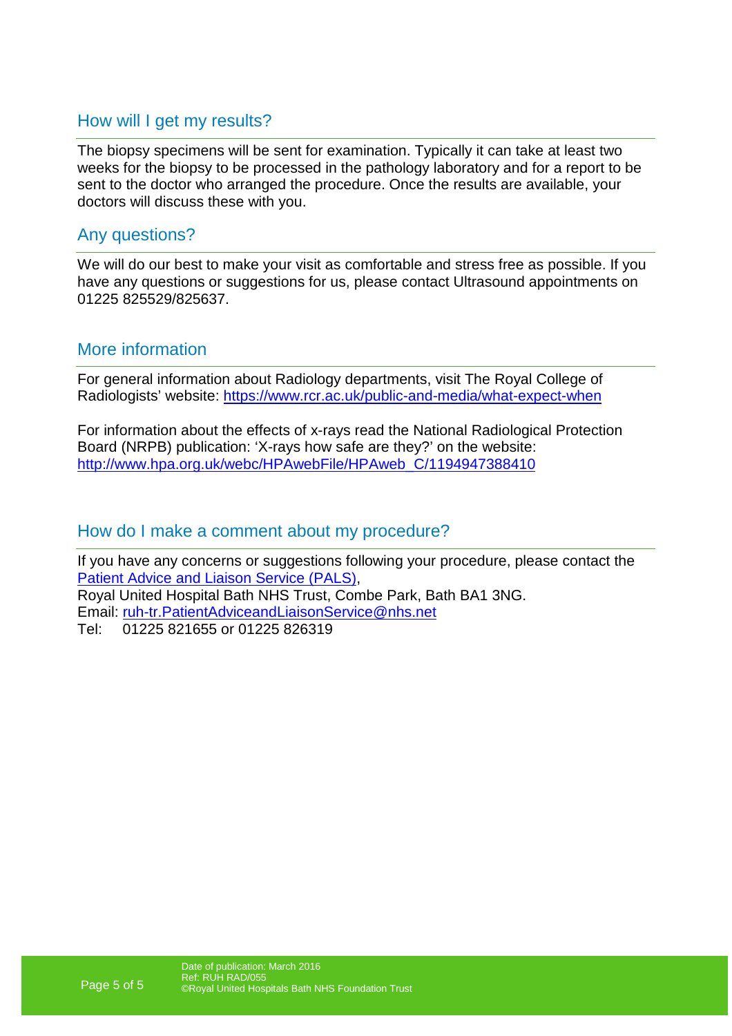## How will I get my results?

The biopsy specimens will be sent for examination. Typically it can take at least two weeks for the biopsy to be processed in the pathology laboratory and for a report to be sent to the doctor who arranged the procedure. Once the results are available, your doctors will discuss these with you.

## Any questions?

We will do our best to make your visit as comfortable and stress free as possible. If you have any questions or suggestions for us, please contact Ultrasound appointments on 01225 825529/825637.

## More information

For general information about Radiology departments, visit The Royal College of Radiologists' website: https://www.rcr.ac.uk/public-and-media/what-expect-when

For information about the effects of x-rays read the National Radiological Protection Board (NRPB) publication: 'X-rays how safe are they?' on the website: http://www.hpa.org.uk/webc/HPAwebFile/HPAweb_C/1194947388410

## How do I make a comment about my procedure?

If you have any concerns or suggestions following your procedure, please contact the Patient Advice and Liaison Service (PALS),
Royal United Hospital Bath NHS Trust, Combe Park, Bath BA1 3NG.
Email: ruh-tr.PatientAdviceandLiaisonService@nhs.net
Tel: 01225 821655 or 01225 826319

Date of publication: March 2016
Ref: RUH RAD/055
©Royal United Hospitals Bath NHS Foundation Trust